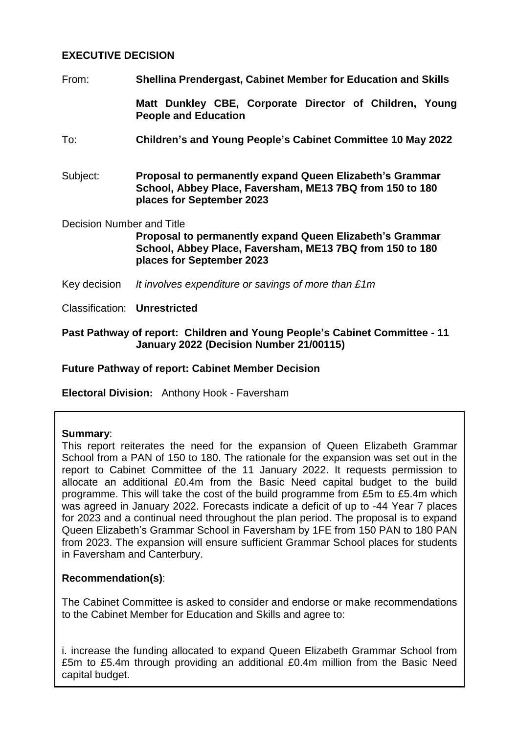**EXECUTIVE DECISION**

From: **Shellina Prendergast, Cabinet Member for Education and Skills**

**Matt Dunkley CBE, Corporate Director of Children, Young People and Education**

To: **Children's and Young People's Cabinet Committee 10 May 2022**

Subject: **Proposal to permanently expand Queen Elizabeth's Grammar School, Abbey Place, Faversham, ME13 7BQ from 150 to 180 places for September 2023**

Decision Number and Title

**Proposal to permanently expand Queen Elizabeth's Grammar School, Abbey Place, Faversham, ME13 7BQ from 150 to 180 places for September 2023**

Key decision *It involves expenditure or savings of more than £1m*

Classification: **Unrestricted**

**Past Pathway of report: Children and Young People's Cabinet Committee - 11 January 2022 (Decision Number 21/00115)**

**Future Pathway of report: Cabinet Member Decision**

**Electoral Division:** Anthony Hook - Faversham

**Summary**:

This report reiterates the need for the expansion of Queen Elizabeth Grammar School from a PAN of 150 to 180. The rationale for the expansion was set out in the report to Cabinet Committee of the 11 January 2022. It requests permission to allocate an additional £0.4m from the Basic Need capital budget to the build programme. This will take the cost of the build programme from £5m to £5.4m which was agreed in January 2022. Forecasts indicate a deficit of up to -44 Year 7 places for 2023 and a continual need throughout the plan period. The proposal is to expand Queen Elizabeth's Grammar School in Faversham by 1FE from 150 PAN to 180 PAN from 2023. The expansion will ensure sufficient Grammar School places for students in Faversham and Canterbury.

**Recommendation(s)**:

The Cabinet Committee is asked to consider and endorse or make recommendations to the Cabinet Member for Education and Skills and agree to:

i. increase the funding allocated to expand Queen Elizabeth Grammar School from £5m to £5.4m through providing an additional £0.4m million from the Basic Need capital budget.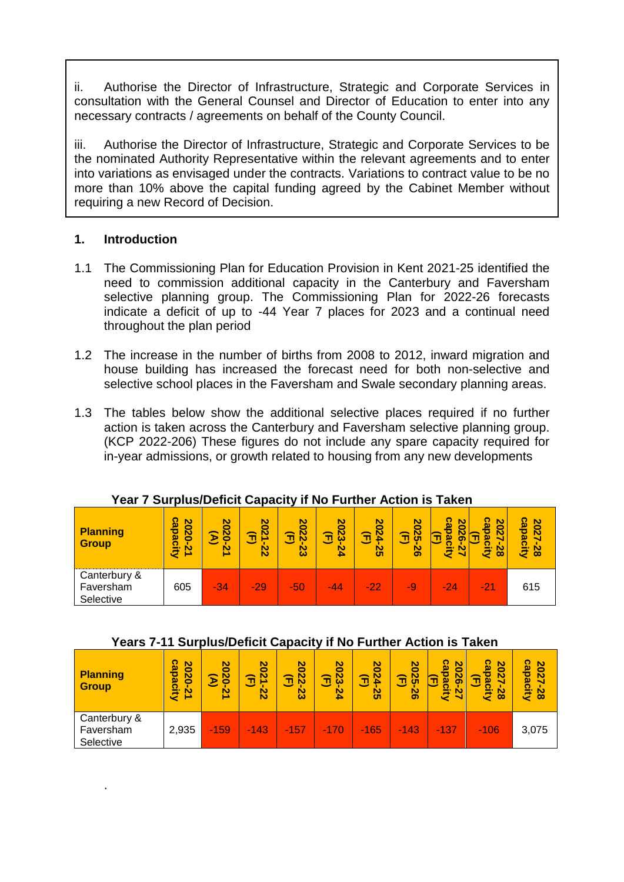ii. Authorise the Director of Infrastructure, Strategic and Corporate Services in consultation with the General Counsel and Director of Education to enter into any necessary contracts / agreements on behalf of the County Council.

iii. Authorise the Director of Infrastructure, Strategic and Corporate Services to be the nominated Authority Representative within the relevant agreements and to enter into variations as envisaged under the contracts. Variations to contract value to be no more than 10% above the capital funding agreed by the Cabinet Member without requiring a new Record of Decision.

## 1. Introduction

1.1 The Commissioning Plan for Education Provision in Kent 2021-25 identified the need to commission additional capacity in the Canterbury and Faversham selective planning group. The Commissioning Plan for 2022-26 forecasts indicate a deficit of up to -44 Year 7 places for 2023 and a continual need throughout the plan period

1.2 The increase in the number of births from 2008 to 2012, inward migration and house building has increased the forecast need for both non-selective and selective school places in the Faversham and Swale secondary planning areas.

1.3 The tables below show the additional selective places required if no further action is taken across the Canterbury and Faversham selective planning group. (KCP 2022-206) These figures do not include any spare capacity required for in-year admissions, or growth related to housing from any new developments

**Year 7 Surplus/Deficit Capacity if No Further Action is Taken**

| Planning Group | 2020-21 capacity | 2020-21 (A) | 2021-22 (F) | 2022-23 (F) | 2023-24 (F) | 2024-25 (F) | 2025-26 (F) | 2026-27 capacity (F) | 2027-28 capacity (F) | 2027-28 capacity |
|---|---|---|---|---|---|---|---|---|---|---|
| Canterbury & Faversham Selective | 605 | -34 | -29 | -50 | -44 | -22 | -9 | -24 | -21 | 615 |

**Years 7-11 Surplus/Deficit Capacity if No Further Action is Taken**

| Planning Group | 2020-21 capacity | 2020-21 (A) | 2021-22 (F) | 2022-23 (F) | 2023-24 (F) | 2024-25 (F) | 2025-26 (F) | 2026-27 capacity (F) | 2027-28 capacity (F) | 2027-28 capacity |
|---|---|---|---|---|---|---|---|---|---|---|
| Canterbury & Faversham Selective | 2,935 | -159 | -143 | -157 | -170 | -165 | -143 | -137 | -106 | 3,075 |

.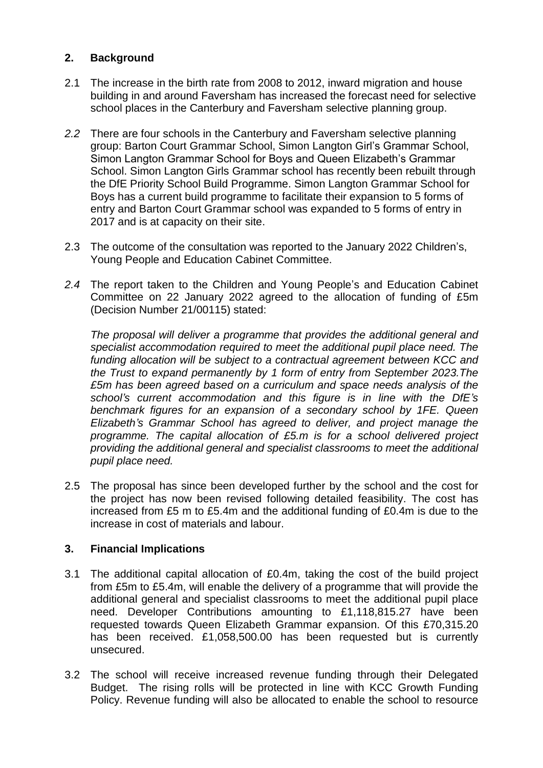## 2. Background

2.1 The increase in the birth rate from 2008 to 2012, inward migration and house building in and around Faversham has increased the forecast need for selective school places in the Canterbury and Faversham selective planning group.

*2.2* There are four schools in the Canterbury and Faversham selective planning group: Barton Court Grammar School, Simon Langton Girl's Grammar School, Simon Langton Grammar School for Boys and Queen Elizabeth's Grammar School. Simon Langton Girls Grammar school has recently been rebuilt through the DfE Priority School Build Programme. Simon Langton Grammar School for Boys has a current build programme to facilitate their expansion to 5 forms of entry and Barton Court Grammar school was expanded to 5 forms of entry in 2017 and is at capacity on their site.

2.3 The outcome of the consultation was reported to the January 2022 Children's, Young People and Education Cabinet Committee.

*2.4* The report taken to the Children and Young People's and Education Cabinet Committee on 22 January 2022 agreed to the allocation of funding of £5m (Decision Number 21/00115) stated:

*The proposal will deliver a programme that provides the additional general and specialist accommodation required to meet the additional pupil place need. The funding allocation will be subject to a contractual agreement between KCC and the Trust to expand permanently by 1 form of entry from September 2023.The £5m has been agreed based on a curriculum and space needs analysis of the school's current accommodation and this figure is in line with the DfE's benchmark figures for an expansion of a secondary school by 1FE. Queen Elizabeth's Grammar School has agreed to deliver, and project manage the programme. The capital allocation of £5.m is for a school delivered project providing the additional general and specialist classrooms to meet the additional pupil place need.*

2.5 The proposal has since been developed further by the school and the cost for the project has now been revised following detailed feasibility. The cost has increased from £5 m to £5.4m and the additional funding of £0.4m is due to the increase in cost of materials and labour.

## 3. Financial Implications

3.1 The additional capital allocation of £0.4m, taking the cost of the build project from £5m to £5.4m, will enable the delivery of a programme that will provide the additional general and specialist classrooms to meet the additional pupil place need. Developer Contributions amounting to £1,118,815.27 have been requested towards Queen Elizabeth Grammar expansion. Of this £70,315.20 has been received. £1,058,500.00 has been requested but is currently unsecured.

3.2 The school will receive increased revenue funding through their Delegated Budget. The rising rolls will be protected in line with KCC Growth Funding Policy. Revenue funding will also be allocated to enable the school to resource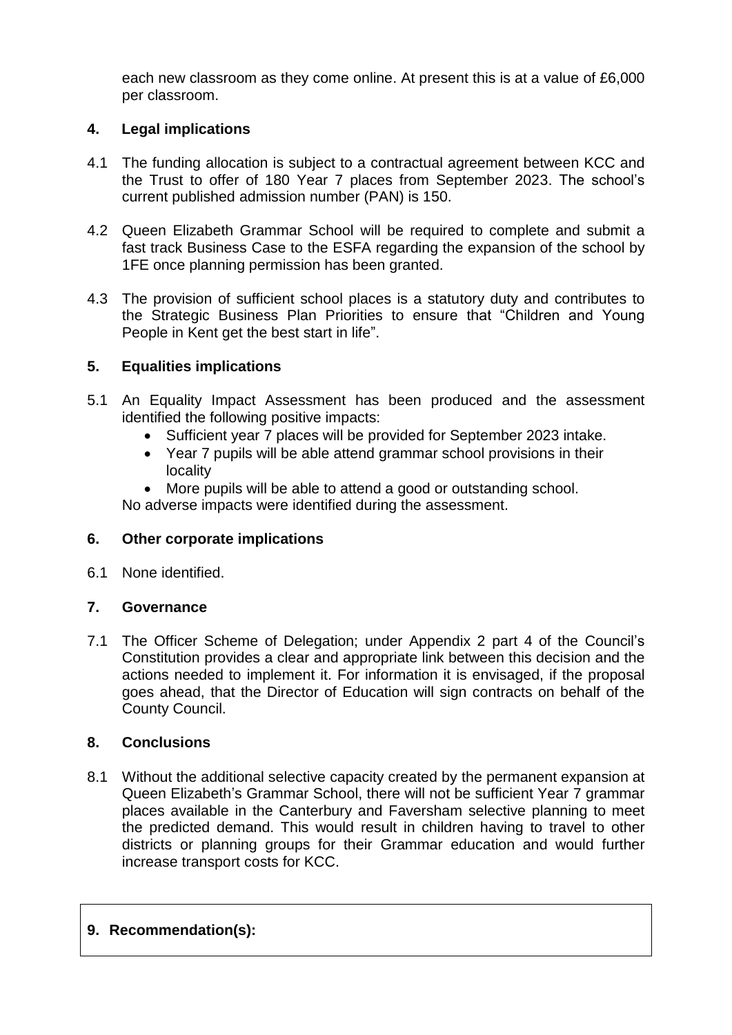each new classroom as they come online. At present this is at a value of £6,000 per classroom.

## 4. Legal implications

4.1 The funding allocation is subject to a contractual agreement between KCC and the Trust to offer of 180 Year 7 places from September 2023. The school's current published admission number (PAN) is 150.

4.2 Queen Elizabeth Grammar School will be required to complete and submit a fast track Business Case to the ESFA regarding the expansion of the school by 1FE once planning permission has been granted.

4.3 The provision of sufficient school places is a statutory duty and contributes to the Strategic Business Plan Priorities to ensure that "Children and Young People in Kent get the best start in life".

## 5. Equalities implications

5.1 An Equality Impact Assessment has been produced and the assessment identified the following positive impacts:

- Sufficient year 7 places will be provided for September 2023 intake.
- Year 7 pupils will be able attend grammar school provisions in their locality
- More pupils will be able to attend a good or outstanding school.

No adverse impacts were identified during the assessment.

## 6. Other corporate implications

6.1 None identified.

## 7. Governance

7.1 The Officer Scheme of Delegation; under Appendix 2 part 4 of the Council's Constitution provides a clear and appropriate link between this decision and the actions needed to implement it. For information it is envisaged, if the proposal goes ahead, that the Director of Education will sign contracts on behalf of the County Council.

## 8. Conclusions

8.1 Without the additional selective capacity created by the permanent expansion at Queen Elizabeth's Grammar School, there will not be sufficient Year 7 grammar places available in the Canterbury and Faversham selective planning to meet the predicted demand. This would result in children having to travel to other districts or planning groups for their Grammar education and would further increase transport costs for KCC.

## 9. Recommendation(s):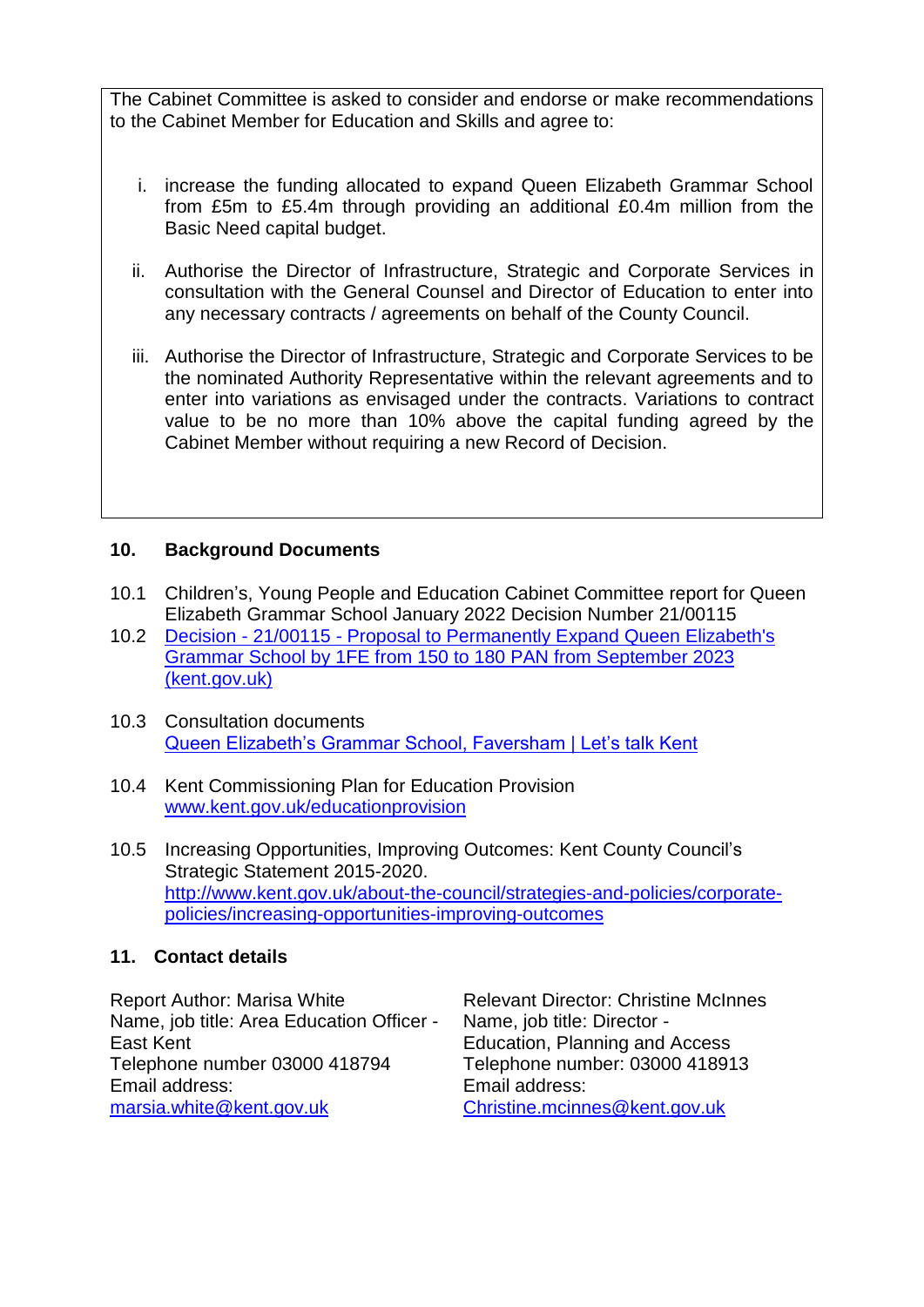The Cabinet Committee is asked to consider and endorse or make recommendations to the Cabinet Member for Education and Skills and agree to:

i. increase the funding allocated to expand Queen Elizabeth Grammar School from £5m to £5.4m through providing an additional £0.4m million from the Basic Need capital budget.

ii. Authorise the Director of Infrastructure, Strategic and Corporate Services in consultation with the General Counsel and Director of Education to enter into any necessary contracts / agreements on behalf of the County Council.

iii. Authorise the Director of Infrastructure, Strategic and Corporate Services to be the nominated Authority Representative within the relevant agreements and to enter into variations as envisaged under the contracts. Variations to contract value to be no more than 10% above the capital funding agreed by the Cabinet Member without requiring a new Record of Decision.

## 10. Background Documents

10.1 Children's, Young People and Education Cabinet Committee report for Queen Elizabeth Grammar School January 2022 Decision Number 21/00115

10.2 Decision - 21/00115 - Proposal to Permanently Expand Queen Elizabeth's Grammar School by 1FE from 150 to 180 PAN from September 2023 (kent.gov.uk)

10.3 Consultation documents
Queen Elizabeth's Grammar School, Faversham | Let's talk Kent

10.4 Kent Commissioning Plan for Education Provision
www.kent.gov.uk/educationprovision

10.5 Increasing Opportunities, Improving Outcomes: Kent County Council's Strategic Statement 2015-2020.
http://www.kent.gov.uk/about-the-council/strategies-and-policies/corporate-policies/increasing-opportunities-improving-outcomes

## 11. Contact details

Report Author: Marisa White
Name, job title: Area Education Officer - East Kent
Telephone number 03000 418794
Email address:
marsia.white@kent.gov.uk

Relevant Director: Christine McInnes
Name, job title: Director - Education, Planning and Access
Telephone number: 03000 418913
Email address:
Christine.mcinnes@kent.gov.uk